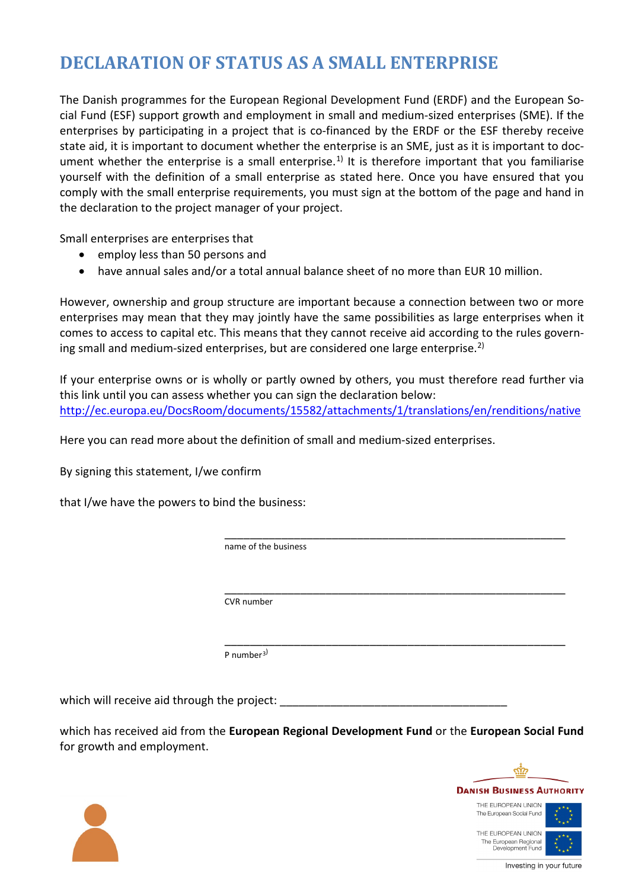# DECLARATION OF STATUS AS A SMALL ENTERPRISE

The Danish programmes for the European Regional Development Fund (ERDF) and the European Social Fund (ESF) support growth and employment in small and medium-sized enterprises (SME). If the enterprises by participating in a project that is co-financed by the ERDF or the ESF thereby receive state aid, it is important to document whether the enterprise is an SME, just as it is important to document whether the enterprise is a small enterprise.[1)] It is therefore important that you familiarise yourself with the definition of a small enterprise as stated here. Once you have ensured that you comply with the small enterprise requirements, you must sign at the bottom of the page and hand in the declaration to the project manager of your project.

Small enterprises are enterprises that

- employ less than 50 persons and
- have annual sales and/or a total annual balance sheet of no more than EUR 10 million.

However, ownership and group structure are important because a connection between two or more enterprises may mean that they may jointly have the same possibilities as large enterprises when it comes to access to capital etc. This means that they cannot receive aid according to the rules governing small and medium-sized enterprises, but are considered one large enterprise.[2)]

If your enterprise owns or is wholly or partly owned by others, you must therefore read further via this link until you can assess whether you can sign the declaration below:
http://ec.europa.eu/DocsRoom/documents/15582/attachments/1/translations/en/renditions/native

Here you can read more about the definition of small and medium-sized enterprises.

By signing this statement, I/we confirm

that I/we have the powers to bind the business:

\_\_\_\_\_\_\_\_\_\_\_\_\_\_\_\_\_\_\_\_\_\_\_\_\_\_\_\_\_\_\_\_\_\_\_\_\_\_\_\_\_\_\_\_\_\_\_\_
name of the business

\_\_\_\_\_\_\_\_\_\_\_\_\_\_\_\_\_\_\_\_\_\_\_\_\_\_\_\_\_\_\_\_\_\_\_\_\_\_\_\_\_\_\_\_\_\_\_\_
CVR number

\_\_\_\_\_\_\_\_\_\_\_\_\_\_\_\_\_\_\_\_\_\_\_\_\_\_\_\_\_\_\_\_\_\_\_\_\_\_\_\_\_\_\_\_\_\_\_\_
P number[3)]

which will receive aid through the project: \_\_\_\_\_\_\_\_\_\_\_\_\_\_\_\_\_\_\_\_\_\_\_\_\_\_\_\_\_\_\_\_\_\_\_\_

which has received aid from the **European Regional Development Fund** or the **European Social Fund** for growth and employment.

DANISH BUSINESS AUTHORITY

THE EUROPEAN UNION
The European Social Fund

THE EUROPEAN UNION
The European Regional Development Fund

Investing in your future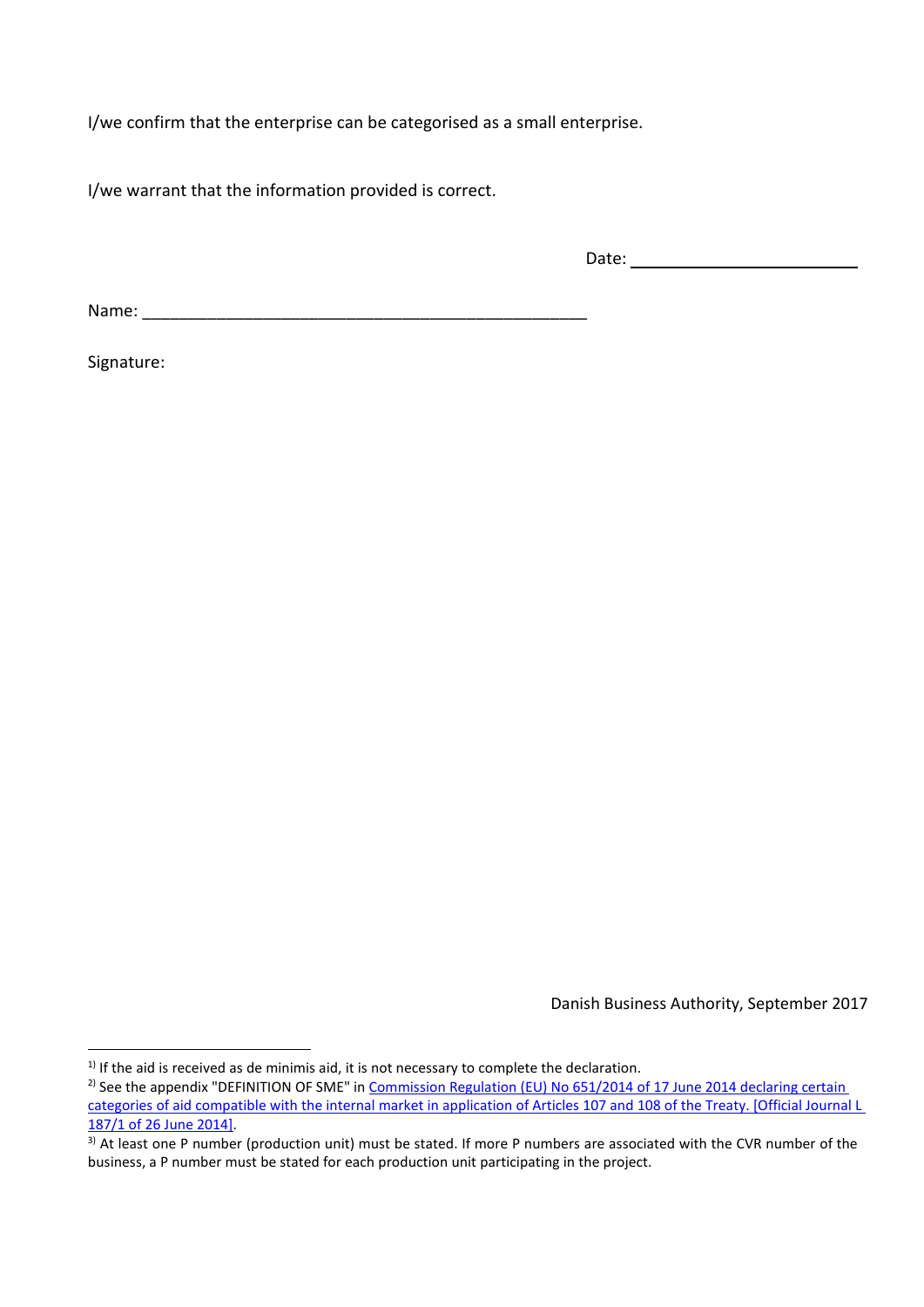I/we confirm that the enterprise can be categorised as a small enterprise.

I/we warrant that the information provided is correct.

Date: ________________________

Name: ______________________________________________

Signature:

Danish Business Authority, September 2017

---

[1] If the aid is received as de minimis aid, it is not necessary to complete the declaration.

[2] See the appendix "DEFINITION OF SME" in [Commission Regulation (EU) No 651/2014 of 17 June 2014 declaring certain categories of aid compatible with the internal market in application of Articles 107 and 108 of the Treaty. [Official Journal L 187/1 of 26 June 2014]].

[3] At least one P number (production unit) must be stated. If more P numbers are associated with the CVR number of the business, a P number must be stated for each production unit participating in the project.